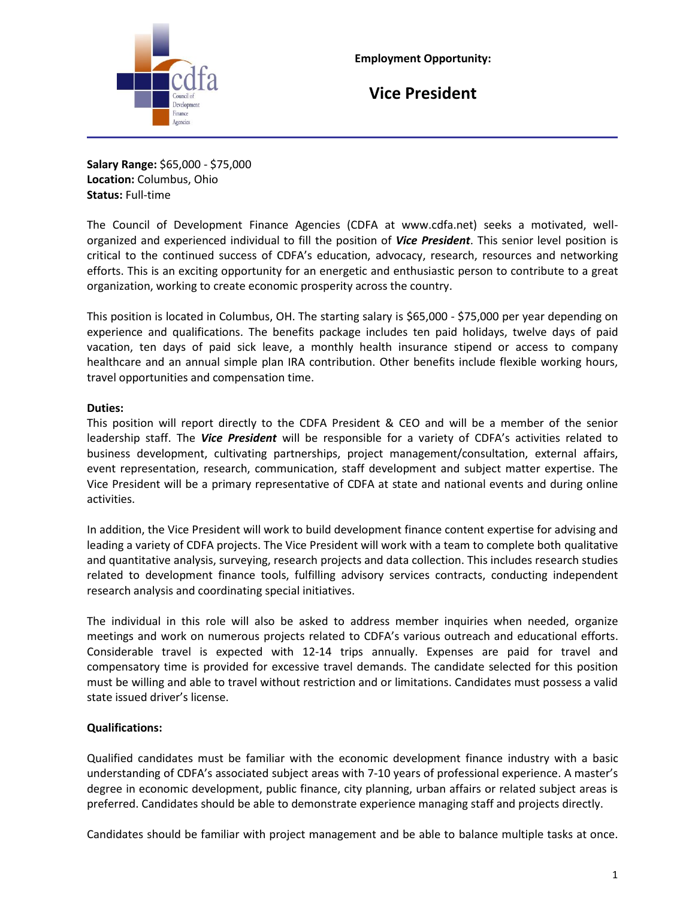**Employment Opportunity:**

# Vice President

**Salary Range:** $65,000 - $75,000
**Location:** Columbus, Ohio
**Status:** Full-time

The Council of Development Finance Agencies (CDFA at www.cdfa.net) seeks a motivated, well-organized and experienced individual to fill the position of ***Vice President***. This senior level position is critical to the continued success of CDFA's education, advocacy, research, resources and networking efforts. This is an exciting opportunity for an energetic and enthusiastic person to contribute to a great organization, working to create economic prosperity across the country.

This position is located in Columbus, OH. The starting salary is $65,000 - $75,000 per year depending on experience and qualifications. The benefits package includes ten paid holidays, twelve days of paid vacation, ten days of paid sick leave, a monthly health insurance stipend or access to company healthcare and an annual simple plan IRA contribution. Other benefits include flexible working hours, travel opportunities and compensation time.

**Duties:**

This position will report directly to the CDFA President & CEO and will be a member of the senior leadership staff. The ***Vice President*** will be responsible for a variety of CDFA's activities related to business development, cultivating partnerships, project management/consultation, external affairs, event representation, research, communication, staff development and subject matter expertise. The Vice President will be a primary representative of CDFA at state and national events and during online activities.

In addition, the Vice President will work to build development finance content expertise for advising and leading a variety of CDFA projects. The Vice President will work with a team to complete both qualitative and quantitative analysis, surveying, research projects and data collection. This includes research studies related to development finance tools, fulfilling advisory services contracts, conducting independent research analysis and coordinating special initiatives.

The individual in this role will also be asked to address member inquiries when needed, organize meetings and work on numerous projects related to CDFA's various outreach and educational efforts. Considerable travel is expected with 12-14 trips annually. Expenses are paid for travel and compensatory time is provided for excessive travel demands. The candidate selected for this position must be willing and able to travel without restriction and or limitations. Candidates must possess a valid state issued driver's license.

**Qualifications:**

Qualified candidates must be familiar with the economic development finance industry with a basic understanding of CDFA's associated subject areas with 7-10 years of professional experience. A master's degree in economic development, public finance, city planning, urban affairs or related subject areas is preferred. Candidates should be able to demonstrate experience managing staff and projects directly.

Candidates should be familiar with project management and be able to balance multiple tasks at once.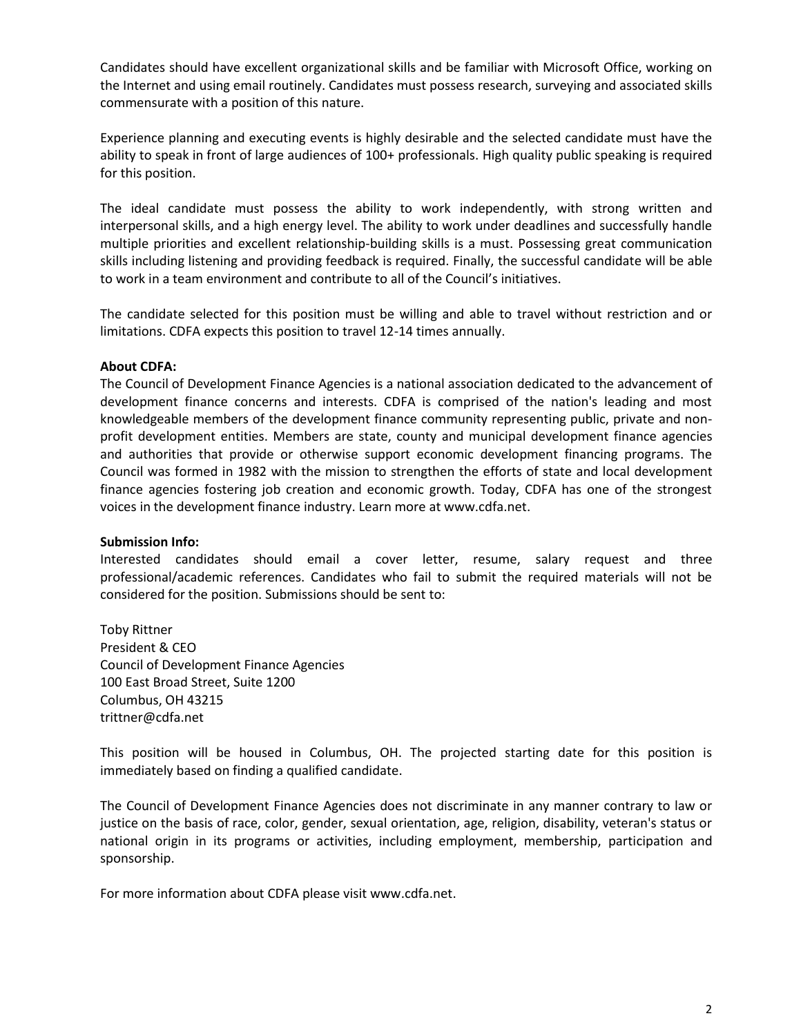Candidates should have excellent organizational skills and be familiar with Microsoft Office, working on the Internet and using email routinely. Candidates must possess research, surveying and associated skills commensurate with a position of this nature.

Experience planning and executing events is highly desirable and the selected candidate must have the ability to speak in front of large audiences of 100+ professionals. High quality public speaking is required for this position.

The ideal candidate must possess the ability to work independently, with strong written and interpersonal skills, and a high energy level. The ability to work under deadlines and successfully handle multiple priorities and excellent relationship-building skills is a must. Possessing great communication skills including listening and providing feedback is required. Finally, the successful candidate will be able to work in a team environment and contribute to all of the Council's initiatives.

The candidate selected for this position must be willing and able to travel without restriction and or limitations. CDFA expects this position to travel 12-14 times annually.

**About CDFA:**
The Council of Development Finance Agencies is a national association dedicated to the advancement of development finance concerns and interests. CDFA is comprised of the nation's leading and most knowledgeable members of the development finance community representing public, private and non-profit development entities. Members are state, county and municipal development finance agencies and authorities that provide or otherwise support economic development financing programs. The Council was formed in 1982 with the mission to strengthen the efforts of state and local development finance agencies fostering job creation and economic growth. Today, CDFA has one of the strongest voices in the development finance industry. Learn more at www.cdfa.net.

**Submission Info:**
Interested candidates should email a cover letter, resume, salary request and three professional/academic references. Candidates who fail to submit the required materials will not be considered for the position. Submissions should be sent to:

Toby Rittner
President & CEO
Council of Development Finance Agencies
100 East Broad Street, Suite 1200
Columbus, OH 43215
trittner@cdfa.net

This position will be housed in Columbus, OH. The projected starting date for this position is immediately based on finding a qualified candidate.

The Council of Development Finance Agencies does not discriminate in any manner contrary to law or justice on the basis of race, color, gender, sexual orientation, age, religion, disability, veteran's status or national origin in its programs or activities, including employment, membership, participation and sponsorship.

For more information about CDFA please visit www.cdfa.net.